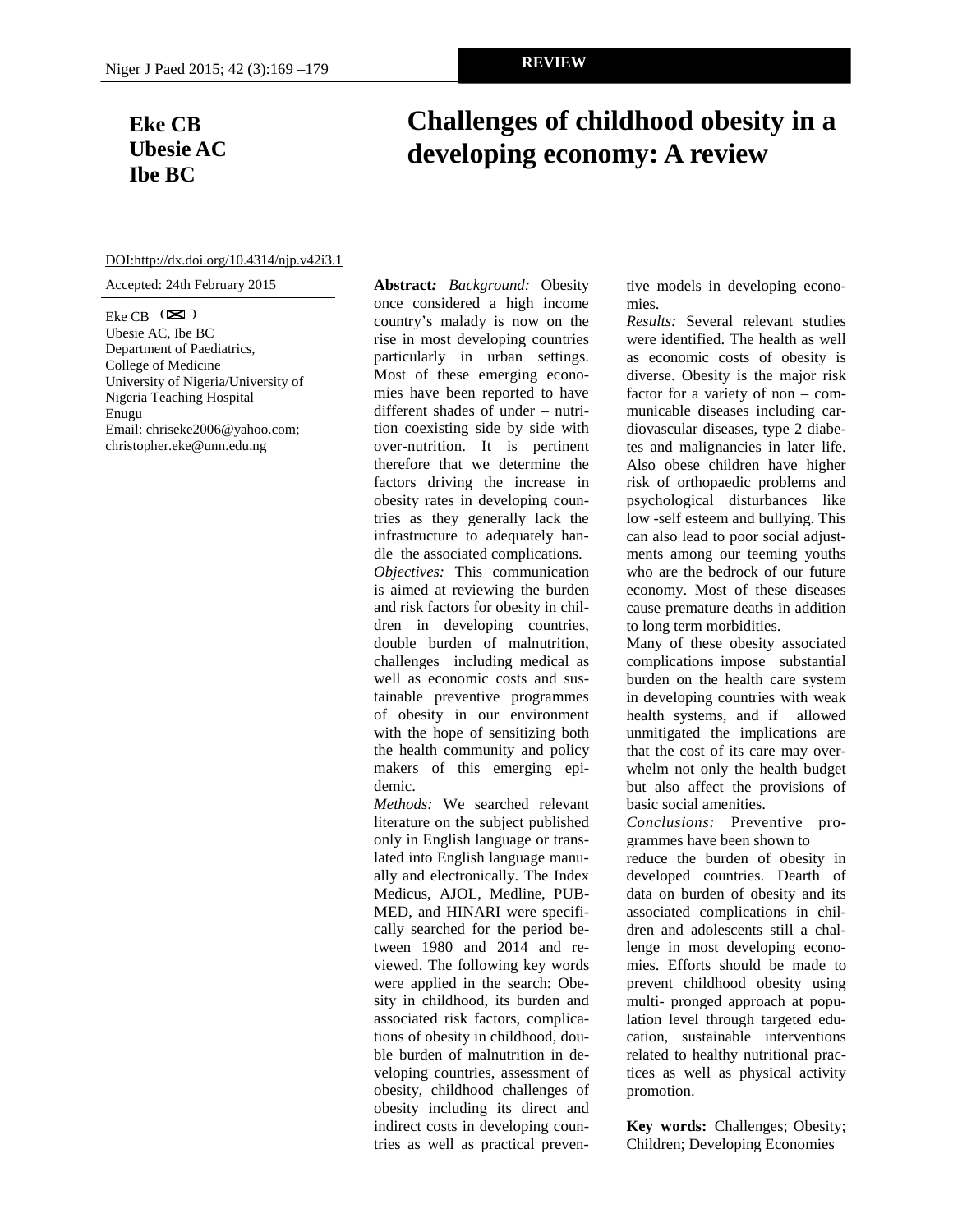**REVIEW**

**Eke CB**
**Ubesie AC**
**Ibe BC**

# Challenges of childhood obesity in a developing economy: A review

DOI:http://dx.doi.org/10.4314/njp.v42i3.1

Accepted: 24th February 2015

Eke CB
Ubesie AC, Ibe BC
Department of Paediatrics,
College of Medicine
University of Nigeria/University of Nigeria Teaching Hospital
Enugu
Email: chriseke2006@yahoo.com; christopher.eke@unn.edu.ng

**Abstract:** *Background:* Obesity once considered a high income country's malady is now on the rise in most developing countries particularly in urban settings. Most of these emerging economies have been reported to have different shades of under – nutrition coexisting side by side with over-nutrition. It is pertinent therefore that we determine the factors driving the increase in obesity rates in developing countries as they generally lack the infrastructure to adequately handle the associated complications.

*Objectives:* This communication is aimed at reviewing the burden and risk factors for obesity in children in developing countries, double burden of malnutrition, challenges including medical as well as economic costs and sustainable preventive programmes of obesity in our environment with the hope of sensitizing both the health community and policy makers of this emerging epidemic.

*Methods:* We searched relevant literature on the subject published only in English language or translated into English language manually and electronically. The Index Medicus, AJOL, Medline, PUBMED, and HINARI were specifically searched for the period between 1980 and 2014 and reviewed. The following key words were applied in the search: Obesity in childhood, its burden and associated risk factors, complications of obesity in childhood, double burden of malnutrition in developing countries, assessment of obesity, childhood challenges of obesity including its direct and indirect costs in developing countries as well as practical preventive models in developing economies.

*Results:* Several relevant studies were identified. The health as well as economic costs of obesity is diverse. Obesity is the major risk factor for a variety of non – communicable diseases including cardiovascular diseases, type 2 diabetes and malignancies in later life. Also obese children have higher risk of orthopaedic problems and psychological disturbances like low -self esteem and bullying. This can also lead to poor social adjustments among our teeming youths who are the bedrock of our future economy. Most of these diseases cause premature deaths in addition to long term morbidities.

Many of these obesity associated complications impose substantial burden on the health care system in developing countries with weak health systems, and if allowed unmitigated the implications are that the cost of its care may overwhelm not only the health budget but also affect the provisions of basic social amenities.

*Conclusions:* Preventive programmes have been shown to reduce the burden of obesity in developed countries. Dearth of data on burden of obesity and its associated complications in children and adolescents still a challenge in most developing economies. Efforts should be made to prevent childhood obesity using multi- pronged approach at population level through targeted education, sustainable interventions related to healthy nutritional practices as well as physical activity promotion.

**Key words:** Challenges; Obesity; Children; Developing Economies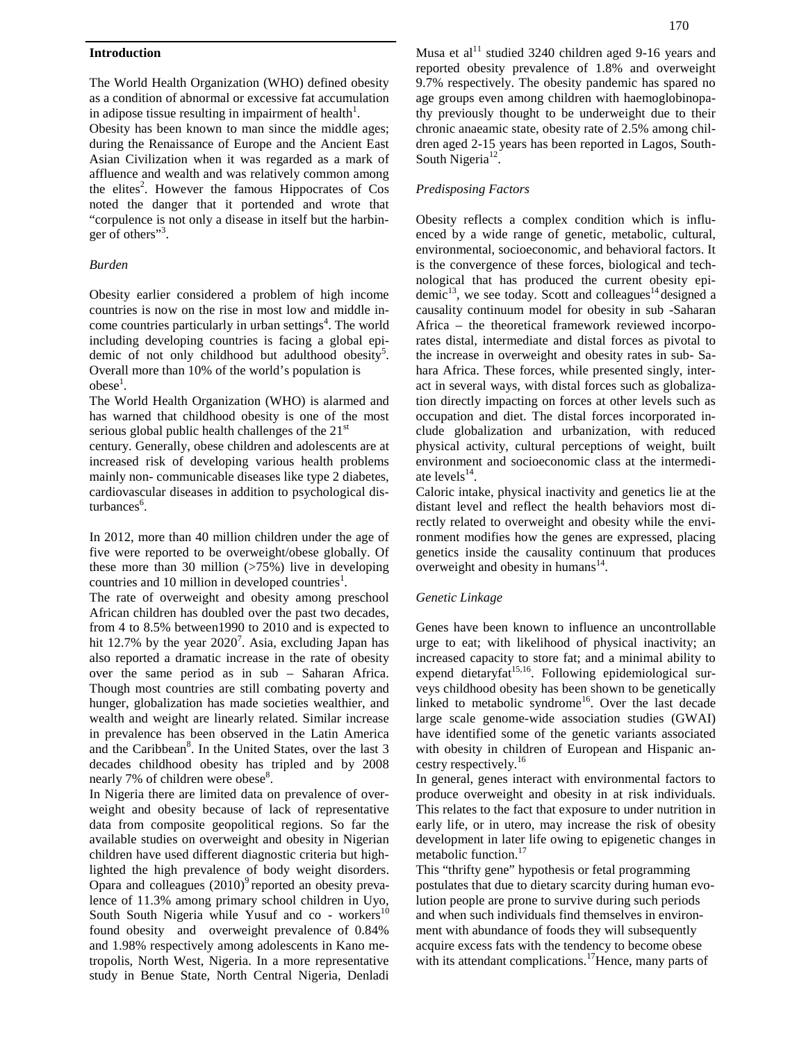## Introduction

The World Health Organization (WHO) defined obesity as a condition of abnormal or excessive fat accumulation in adipose tissue resulting in impairment of health[1].

Obesity has been known to man since the middle ages; during the Renaissance of Europe and the Ancient East Asian Civilization when it was regarded as a mark of affluence and wealth and was relatively common among the elites[2]. However the famous Hippocrates of Cos noted the danger that it portended and wrote that "corpulence is not only a disease in itself but the harbinger of others"[3].

### *Burden*

Obesity earlier considered a problem of high income countries is now on the rise in most low and middle income countries particularly in urban settings[4]. The world including developing countries is facing a global epidemic of not only childhood but adulthood obesity[5]. Overall more than 10% of the world's population is obese[1].

The World Health Organization (WHO) is alarmed and has warned that childhood obesity is one of the most serious global public health challenges of the 21st century. Generally, obese children and adolescents are at increased risk of developing various health problems mainly non- communicable diseases like type 2 diabetes, cardiovascular diseases in addition to psychological disturbances[6].

In 2012, more than 40 million children under the age of five were reported to be overweight/obese globally. Of these more than 30 million (>75%) live in developing countries and 10 million in developed countries[1].

The rate of overweight and obesity among preschool African children has doubled over the past two decades, from 4 to 8.5% between1990 to 2010 and is expected to hit 12.7% by the year 2020[7]. Asia, excluding Japan has also reported a dramatic increase in the rate of obesity over the same period as in sub – Saharan Africa. Though most countries are still combating poverty and hunger, globalization has made societies wealthier, and wealth and weight are linearly related. Similar increase in prevalence has been observed in the Latin America and the Caribbean[8]. In the United States, over the last 3 decades childhood obesity has tripled and by 2008 nearly 7% of children were obese[8].

In Nigeria there are limited data on prevalence of overweight and obesity because of lack of representative data from composite geopolitical regions. So far the available studies on overweight and obesity in Nigerian children have used different diagnostic criteria but highlighted the high prevalence of body weight disorders. Opara and colleagues (2010)[9] reported an obesity prevalence of 11.3% among primary school children in Uyo, South South Nigeria while Yusuf and co - workers[10] found obesity and overweight prevalence of 0.84% and 1.98% respectively among adolescents in Kano metropolis, North West, Nigeria. In a more representative study in Benue State, North Central Nigeria, Denladi Musa et al[11] studied 3240 children aged 9-16 years and reported obesity prevalence of 1.8% and overweight 9.7% respectively. The obesity pandemic has spared no age groups even among children with haemoglobinopathy previously thought to be underweight due to their chronic anaeamic state, obesity rate of 2.5% among children aged 2-15 years has been reported in Lagos, South-South Nigeria[12].

### *Predisposing Factors*

Obesity reflects a complex condition which is influenced by a wide range of genetic, metabolic, cultural, environmental, socioeconomic, and behavioral factors. It is the convergence of these forces, biological and technological that has produced the current obesity epidemic[13], we see today. Scott and colleagues[14] designed a causality continuum model for obesity in sub -Saharan Africa – the theoretical framework reviewed incorporates distal, intermediate and distal forces as pivotal to the increase in overweight and obesity rates in sub- Sahara Africa. These forces, while presented singly, interact in several ways, with distal forces such as globalization directly impacting on forces at other levels such as occupation and diet. The distal forces incorporated include globalization and urbanization, with reduced physical activity, cultural perceptions of weight, built environment and socioeconomic class at the intermediate levels[14].

Caloric intake, physical inactivity and genetics lie at the distant level and reflect the health behaviors most directly related to overweight and obesity while the environment modifies how the genes are expressed, placing genetics inside the causality continuum that produces overweight and obesity in humans[14].

### *Genetic Linkage*

Genes have been known to influence an uncontrollable urge to eat; with likelihood of physical inactivity; an increased capacity to store fat; and a minimal ability to expend dietaryfat[15,16]. Following epidemiological surveys childhood obesity has been shown to be genetically linked to metabolic syndrome[16]. Over the last decade large scale genome-wide association studies (GWAI) have identified some of the genetic variants associated with obesity in children of European and Hispanic ancestry respectively.[16]

In general, genes interact with environmental factors to produce overweight and obesity in at risk individuals. This relates to the fact that exposure to under nutrition in early life, or in utero, may increase the risk of obesity development in later life owing to epigenetic changes in metabolic function.[17]

This "thrifty gene" hypothesis or fetal programming postulates that due to dietary scarcity during human evolution people are prone to survive during such periods and when such individuals find themselves in environment with abundance of foods they will subsequently acquire excess fats with the tendency to become obese with its attendant complications.[17]Hence, many parts of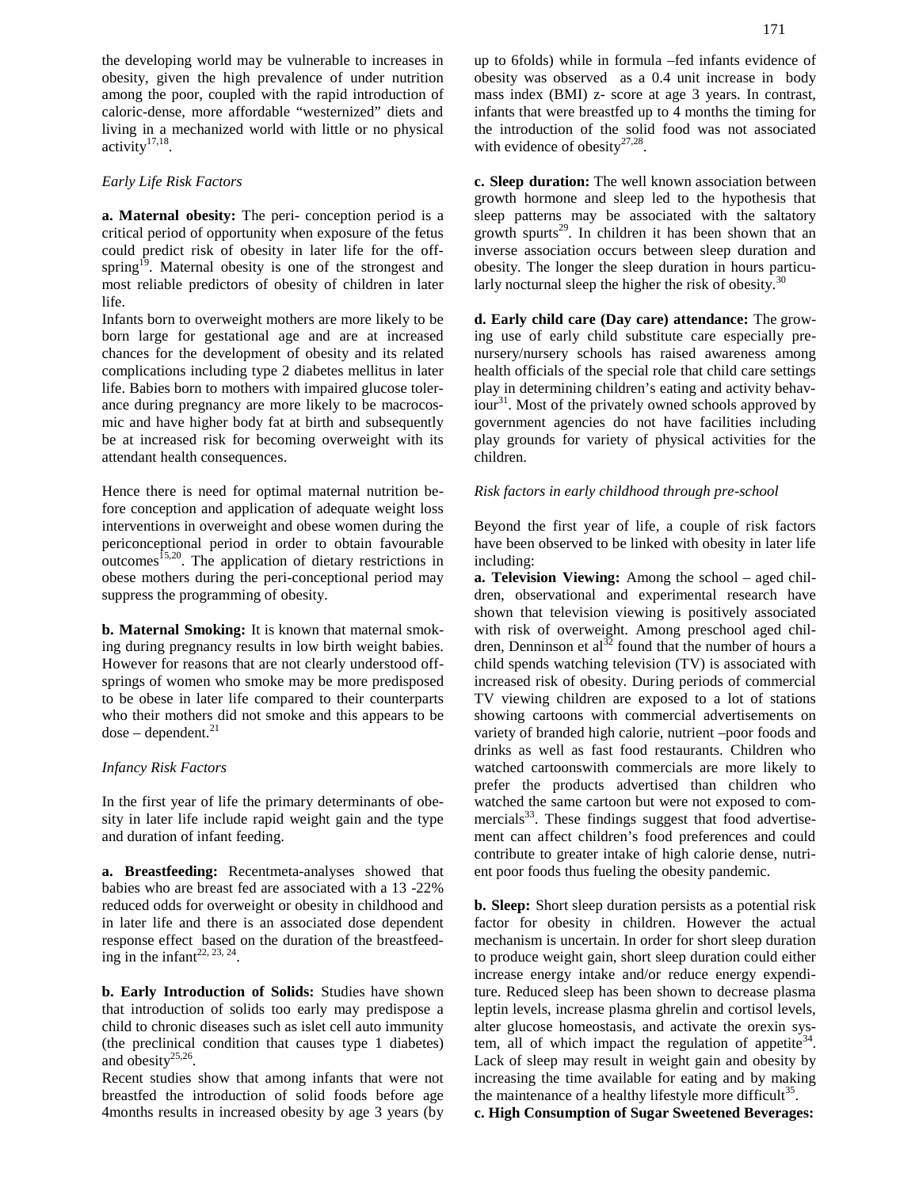the developing world may be vulnerable to increases in obesity, given the high prevalence of under nutrition among the poor, coupled with the rapid introduction of caloric-dense, more affordable "westernized" diets and living in a mechanized world with little or no physical activity[17,18].

*Early Life Risk Factors*

**a. Maternal obesity:** The peri- conception period is a critical period of opportunity when exposure of the fetus could predict risk of obesity in later life for the off-spring[19]. Maternal obesity is one of the strongest and most reliable predictors of obesity of children in later life.

Infants born to overweight mothers are more likely to be born large for gestational age and are at increased chances for the development of obesity and its related complications including type 2 diabetes mellitus in later life. Babies born to mothers with impaired glucose tolerance during pregnancy are more likely to be macrocosmic and have higher body fat at birth and subsequently be at increased risk for becoming overweight with its attendant health consequences.

Hence there is need for optimal maternal nutrition before conception and application of adequate weight loss interventions in overweight and obese women during the periconceptional period in order to obtain favourable outcomes[15,20]. The application of dietary restrictions in obese mothers during the peri-conceptional period may suppress the programming of obesity.

**b. Maternal Smoking:** It is known that maternal smoking during pregnancy results in low birth weight babies. However for reasons that are not clearly understood offsprings of women who smoke may be more predisposed to be obese in later life compared to their counterparts who their mothers did not smoke and this appears to be dose – dependent.[21]

*Infancy Risk Factors*

In the first year of life the primary determinants of obesity in later life include rapid weight gain and the type and duration of infant feeding.

**a. Breastfeeding:** Recentmeta-analyses showed that babies who are breast fed are associated with a 13 -22% reduced odds for overweight or obesity in childhood and in later life and there is an associated dose dependent response effect based on the duration of the breastfeeding in the infant[22, 23, 24].

**b. Early Introduction of Solids:** Studies have shown that introduction of solids too early may predispose a child to chronic diseases such as islet cell auto immunity (the preclinical condition that causes type 1 diabetes) and obesity[25,26].

Recent studies show that among infants that were not breastfed the introduction of solid foods before age 4months results in increased obesity by age 3 years (by up to 6folds) while in formula –fed infants evidence of obesity was observed as a 0.4 unit increase in body mass index (BMI) z- score at age 3 years. In contrast, infants that were breastfed up to 4 months the timing for the introduction of the solid food was not associated with evidence of obesity[27,28].

**c. Sleep duration:** The well known association between growth hormone and sleep led to the hypothesis that sleep patterns may be associated with the saltatory growth spurts[29]. In children it has been shown that an inverse association occurs between sleep duration and obesity. The longer the sleep duration in hours particularly nocturnal sleep the higher the risk of obesity.[30]

**d. Early child care (Day care) attendance:** The growing use of early child substitute care especially pre-nursery/nursery schools has raised awareness among health officials of the special role that child care settings play in determining children's eating and activity behaviour[31]. Most of the privately owned schools approved by government agencies do not have facilities including play grounds for variety of physical activities for the children.

*Risk factors in early childhood through pre-school*

Beyond the first year of life, a couple of risk factors have been observed to be linked with obesity in later life including:

**a. Television Viewing:** Among the school – aged children, observational and experimental research have shown that television viewing is positively associated with risk of overweight. Among preschool aged children, Denninson et al[32] found that the number of hours a child spends watching television (TV) is associated with increased risk of obesity. During periods of commercial TV viewing children are exposed to a lot of stations showing cartoons with commercial advertisements on variety of branded high calorie, nutrient –poor foods and drinks as well as fast food restaurants. Children who watched cartoonswith commercials are more likely to prefer the products advertised than children who watched the same cartoon but were not exposed to commercials[33]. These findings suggest that food advertisement can affect children's food preferences and could contribute to greater intake of high calorie dense, nutrient poor foods thus fueling the obesity pandemic.

**b. Sleep:** Short sleep duration persists as a potential risk factor for obesity in children. However the actual mechanism is uncertain. In order for short sleep duration to produce weight gain, short sleep duration could either increase energy intake and/or reduce energy expenditure. Reduced sleep has been shown to decrease plasma leptin levels, increase plasma ghrelin and cortisol levels, alter glucose homeostasis, and activate the orexin system, all of which impact the regulation of appetite[34]. Lack of sleep may result in weight gain and obesity by increasing the time available for eating and by making the maintenance of a healthy lifestyle more difficult[35].

**c. High Consumption of Sugar Sweetened Beverages:**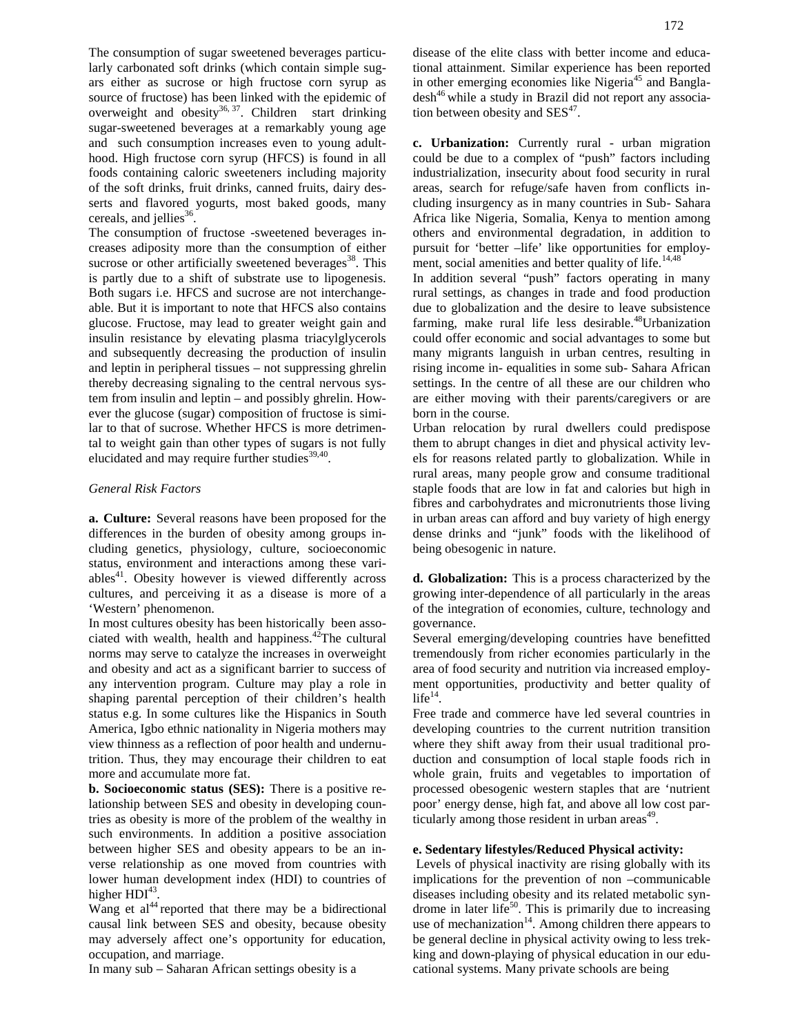The consumption of sugar sweetened beverages particularly carbonated soft drinks (which contain simple sugars either as sucrose or high fructose corn syrup as source of fructose) has been linked with the epidemic of overweight and obesity[36, 37]. Children start drinking sugar-sweetened beverages at a remarkably young age and such consumption increases even to young adulthood. High fructose corn syrup (HFCS) is found in all foods containing caloric sweeteners including majority of the soft drinks, fruit drinks, canned fruits, dairy desserts and flavored yogurts, most baked goods, many cereals, and jellies[36].

The consumption of fructose -sweetened beverages increases adiposity more than the consumption of either sucrose or other artificially sweetened beverages[38]. This is partly due to a shift of substrate use to lipogenesis. Both sugars i.e. HFCS and sucrose are not interchangeable. But it is important to note that HFCS also contains glucose. Fructose, may lead to greater weight gain and insulin resistance by elevating plasma triacylglycerols and subsequently decreasing the production of insulin and leptin in peripheral tissues – not suppressing ghrelin thereby decreasing signaling to the central nervous system from insulin and leptin – and possibly ghrelin. However the glucose (sugar) composition of fructose is similar to that of sucrose. Whether HFCS is more detrimental to weight gain than other types of sugars is not fully elucidated and may require further studies[39,40].

*General Risk Factors*

**a. Culture:** Several reasons have been proposed for the differences in the burden of obesity among groups including genetics, physiology, culture, socioeconomic status, environment and interactions among these variables[41]. Obesity however is viewed differently across cultures, and perceiving it as a disease is more of a 'Western' phenomenon.

In most cultures obesity has been historically been associated with wealth, health and happiness.[42]The cultural norms may serve to catalyze the increases in overweight and obesity and act as a significant barrier to success of any intervention program. Culture may play a role in shaping parental perception of their children's health status e.g. In some cultures like the Hispanics in South America, Igbo ethnic nationality in Nigeria mothers may view thinness as a reflection of poor health and undernutrition. Thus, they may encourage their children to eat more and accumulate more fat.

**b. Socioeconomic status (SES):** There is a positive relationship between SES and obesity in developing countries as obesity is more of the problem of the wealthy in such environments. In addition a positive association between higher SES and obesity appears to be an inverse relationship as one moved from countries with lower human development index (HDI) to countries of higher HDI[43].

Wang et al[44] reported that there may be a bidirectional causal link between SES and obesity, because obesity may adversely affect one's opportunity for education, occupation, and marriage.

In many sub – Saharan African settings obesity is a disease of the elite class with better income and educational attainment. Similar experience has been reported in other emerging economies like Nigeria[45] and Bangladesh[46] while a study in Brazil did not report any association between obesity and SES[47].

**c. Urbanization:** Currently rural - urban migration could be due to a complex of "push" factors including industrialization, insecurity about food security in rural areas, search for refuge/safe haven from conflicts including insurgency as in many countries in Sub- Sahara Africa like Nigeria, Somalia, Kenya to mention among others and environmental degradation, in addition to pursuit for 'better –life' like opportunities for employment, social amenities and better quality of life.[14,48]

In addition several "push" factors operating in many rural settings, as changes in trade and food production due to globalization and the desire to leave subsistence farming, make rural life less desirable.[48]Urbanization could offer economic and social advantages to some but many migrants languish in urban centres, resulting in rising income in- equalities in some sub- Saharan African settings. In the centre of all these are our children who are either moving with their parents/caregivers or are born in the course.

Urban relocation by rural dwellers could predispose them to abrupt changes in diet and physical activity levels for reasons related partly to globalization. While in rural areas, many people grow and consume traditional staple foods that are low in fat and calories but high in fibres and carbohydrates and micronutrients those living in urban areas can afford and buy variety of high energy dense drinks and "junk" foods with the likelihood of being obesogenic in nature.

**d. Globalization:** This is a process characterized by the growing inter-dependence of all particularly in the areas of the integration of economies, culture, technology and governance.

Several emerging/developing countries have benefitted tremendously from richer economies particularly in the area of food security and nutrition via increased employment opportunities, productivity and better quality of life[14].

Free trade and commerce have led several countries in developing countries to the current nutrition transition where they shift away from their usual traditional production and consumption of local staple foods rich in whole grain, fruits and vegetables to importation of processed obesogenic western staples that are 'nutrient poor' energy dense, high fat, and above all low cost particularly among those resident in urban areas[49].

**e. Sedentary lifestyles/Reduced Physical activity:**

Levels of physical inactivity are rising globally with its implications for the prevention of non –communicable diseases including obesity and its related metabolic syndrome in later life[50]. This is primarily due to increasing use of mechanization[14]. Among children there appears to be general decline in physical activity owing to less trekking and down-playing of physical education in our educational systems. Many private schools are being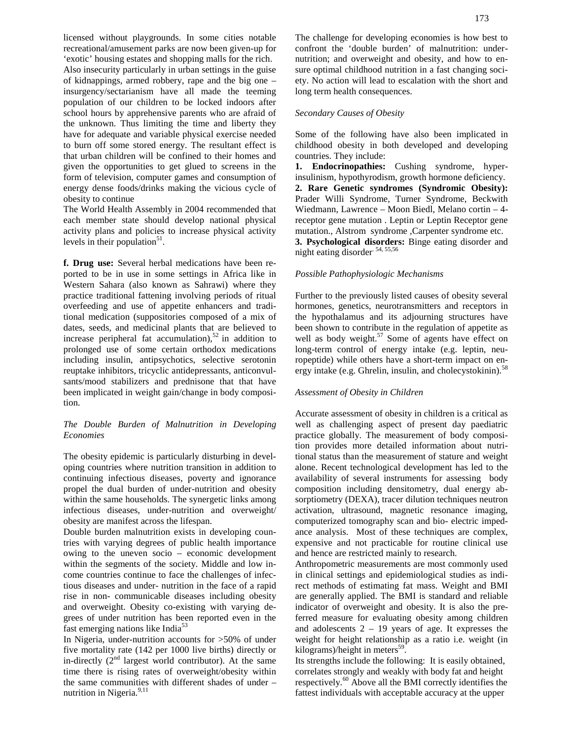licensed without playgrounds. In some cities notable recreational/amusement parks are now been given-up for 'exotic' housing estates and shopping malls for the rich.

Also insecurity particularly in urban settings in the guise of kidnappings, armed robbery, rape and the big one – insurgency/sectarianism have all made the teeming population of our children to be locked indoors after school hours by apprehensive parents who are afraid of the unknown. Thus limiting the time and liberty they have for adequate and variable physical exercise needed to burn off some stored energy. The resultant effect is that urban children will be confined to their homes and given the opportunities to get glued to screens in the form of television, computer games and consumption of energy dense foods/drinks making the vicious cycle of obesity to continue

The World Health Assembly in 2004 recommended that each member state should develop national physical activity plans and policies to increase physical activity levels in their population[51].

**f. Drug use:** Several herbal medications have been reported to be in use in some settings in Africa like in Western Sahara (also known as Sahrawi) where they practice traditional fattening involving periods of ritual overfeeding and use of appetite enhancers and traditional medication (suppositories composed of a mix of dates, seeds, and medicinal plants that are believed to increase peripheral fat accumulation),[52] in addition to prolonged use of some certain orthodox medications including insulin, antipsychotics, selective serotonin reuptake inhibitors, tricyclic antidepressants, anticonvulsants/mood stabilizers and prednisone that that have been implicated in weight gain/change in body composition.

*The Double Burden of Malnutrition in Developing Economies*

The obesity epidemic is particularly disturbing in developing countries where nutrition transition in addition to continuing infectious diseases, poverty and ignorance propel the dual burden of under-nutrition and obesity within the same households. The synergetic links among infectious diseases, under-nutrition and overweight/obesity are manifest across the lifespan.

Double burden malnutrition exists in developing countries with varying degrees of public health importance owing to the uneven socio – economic development within the segments of the society. Middle and low income countries continue to face the challenges of infectious diseases and under- nutrition in the face of a rapid rise in non- communicable diseases including obesity and overweight. Obesity co-existing with varying degrees of under nutrition has been reported even in the fast emerging nations like India[53]

In Nigeria, under-nutrition accounts for >50% of under five mortality rate (142 per 1000 live births) directly or in-directly (2nd largest world contributor). At the same time there is rising rates of overweight/obesity within the same communities with different shades of under – nutrition in Nigeria.[9,11]

The challenge for developing economies is how best to confront the 'double burden' of malnutrition: under-nutrition; and overweight and obesity, and how to ensure optimal childhood nutrition in a fast changing society. No action will lead to escalation with the short and long term health consequences.

*Secondary Causes of Obesity*

Some of the following have also been implicated in childhood obesity in both developed and developing countries. They include:

**1. Endocrinopathies:** Cushing syndrome, hyperinsulinism, hypothyrodism, growth hormone deficiency.

**2. Rare Genetic syndromes (Syndromic Obesity):** Prader Willi Syndrome, Turner Syndrome, Beckwith Wiedmann, Lawrence – Moon Biedl, Melano cortin – 4-receptor gene mutation . Leptin or Leptin Receptor gene mutation., Alstrom syndrome ,Carpenter syndrome etc.

**3. Psychological disorders:** Binge eating disorder and night eating disorder.[54, 55,56]

*Possible Pathophysiologic Mechanisms*

Further to the previously listed causes of obesity several hormones, genetics, neurotransmitters and receptors in the hypothalamus and its adjourning structures have been shown to contribute in the regulation of appetite as well as body weight.[57] Some of agents have effect on long-term control of energy intake (e.g. leptin, neuropeptide) while others have a short-term impact on energy intake (e.g. Ghrelin, insulin, and cholecystokinin).[58]

*Assessment of Obesity in Children*

Accurate assessment of obesity in children is a critical as well as challenging aspect of present day paediatric practice globally. The measurement of body composition provides more detailed information about nutritional status than the measurement of stature and weight alone. Recent technological development has led to the availability of several instruments for assessing body composition including densitometry, dual energy absorptiometry (DEXA), tracer dilution techniques neutron activation, ultrasound, magnetic resonance imaging, computerized tomography scan and bio- electric impedance analysis. Most of these techniques are complex, expensive and not practicable for routine clinical use and hence are restricted mainly to research.

Anthropometric measurements are most commonly used in clinical settings and epidemiological studies as indirect methods of estimating fat mass. Weight and BMI are generally applied. The BMI is standard and reliable indicator of overweight and obesity. It is also the preferred measure for evaluating obesity among children and adolescents 2 – 19 years of age. It expresses the weight for height relationship as a ratio i.e. weight (in kilograms)/height in meters[59].

Its strengths include the following: It is easily obtained, correlates strongly and weakly with body fat and height respectively.[60] Above all the BMI correctly identifies the fattest individuals with acceptable accuracy at the upper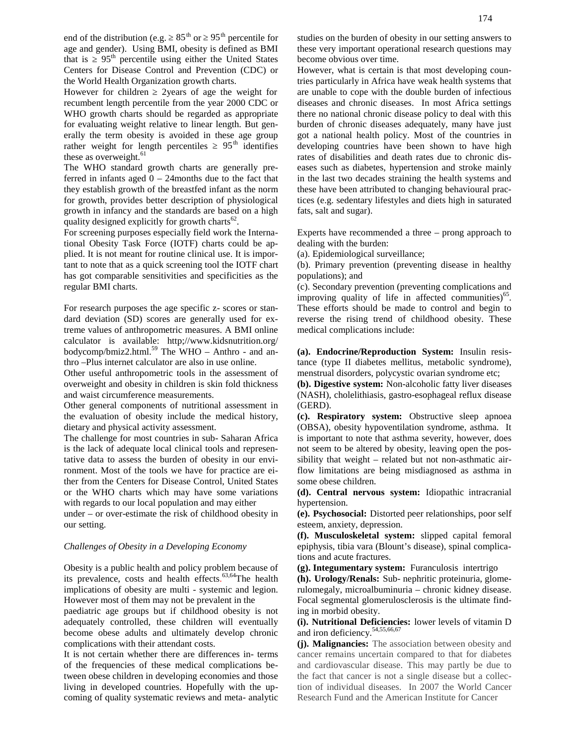end of the distribution (e.g. $\geq 85^{th}$ or $\geq 95^{th}$ percentile for age and gender). Using BMI, obesity is defined as BMI that is $\geq 95^{th}$ percentile using either the United States Centers for Disease Control and Prevention (CDC) or the World Health Organization growth charts.

However for children ≥ 2years of age the weight for recumbent length percentile from the year 2000 CDC or WHO growth charts should be regarded as appropriate for evaluating weight relative to linear length. But generally the term obesity is avoided in these age group rather weight for length percentiles $\geq 95^{th}$ identifies these as overweight.[61]

The WHO standard growth charts are generally preferred in infants aged 0 – 24months due to the fact that they establish growth of the breastfed infant as the norm for growth, provides better description of physiological growth in infancy and the standards are based on a high quality designed explicitly for growth charts[62].

For screening purposes especially field work the International Obesity Task Force (IOTF) charts could be applied. It is not meant for routine clinical use. It is important to note that as a quick screening tool the IOTF chart has got comparable sensitivities and specificities as the regular BMI charts.

For research purposes the age specific z- scores or standard deviation (SD) scores are generally used for extreme values of anthropometric measures. A BMI online calculator is available: http;//www.kidsnutrition.org/bodycomp/bmiz2.html.[59] The WHO – Anthro - and anthro –Plus internet calculator are also in use online.

Other useful anthropometric tools in the assessment of overweight and obesity in children is skin fold thickness and waist circumference measurements.

Other general components of nutritional assessment in the evaluation of obesity include the medical history, dietary and physical activity assessment.

The challenge for most countries in sub- Saharan Africa is the lack of adequate local clinical tools and representative data to assess the burden of obesity in our environment. Most of the tools we have for practice are either from the Centers for Disease Control, United States or the WHO charts which may have some variations with regards to our local population and may either under – or over-estimate the risk of childhood obesity in our setting.

*Challenges of Obesity in a Developing Economy*

Obesity is a public health and policy problem because of its prevalence, costs and health effects.[63,64] The health implications of obesity are multi - systemic and legion. However most of them may not be prevalent in the paediatric age groups but if childhood obesity is not adequately controlled, these children will eventually become obese adults and ultimately develop chronic complications with their attendant costs.

It is not certain whether there are differences in- terms of the frequencies of these medical complications between obese children in developing economies and those living in developed countries. Hopefully with the upcoming of quality systematic reviews and meta- analytic studies on the burden of obesity in our setting answers to these very important operational research questions may become obvious over time.

However, what is certain is that most developing countries particularly in Africa have weak health systems that are unable to cope with the double burden of infectious diseases and chronic diseases. In most Africa settings there no national chronic disease policy to deal with this burden of chronic diseases adequately, many have just got a national health policy. Most of the countries in developing countries have been shown to have high rates of disabilities and death rates due to chronic diseases such as diabetes, hypertension and stroke mainly in the last two decades straining the health systems and these have been attributed to changing behavioural practices (e.g. sedentary lifestyles and diets high in saturated fats, salt and sugar).

Experts have recommended a three – prong approach to dealing with the burden:

(a). Epidemiological surveillance;

(b). Primary prevention (preventing disease in healthy populations); and

(c). Secondary prevention (preventing complications and improving quality of life in affected communities)[65]. These efforts should be made to control and begin to reverse the rising trend of childhood obesity. These medical complications include:

**(a). Endocrine/Reproduction System:** Insulin resistance (type II diabetes mellitus, metabolic syndrome), menstrual disorders, polycystic ovarian syndrome etc;

**(b). Digestive system:** Non-alcoholic fatty liver diseases (NASH), cholelithiasis, gastro-esophageal reflux disease (GERD).

**(c). Respiratory system:** Obstructive sleep apnoea (OBSA), obesity hypoventilation syndrome, asthma. It is important to note that asthma severity, however, does not seem to be altered by obesity, leaving open the possibility that weight – related but not non-asthmatic airflow limitations are being misdiagnosed as asthma in some obese children.

**(d). Central nervous system:** Idiopathic intracranial hypertension.

**(e). Psychosocial:** Distorted peer relationships, poor self esteem, anxiety, depression.

**(f). Musculoskeletal system:** slipped capital femoral epiphysis, tibia vara (Blount's disease), spinal complications and acute fractures.

**(g). Integumentary system:** Furanculosis intertrigo

**(h). Urology/Renals:** Sub- nephritic proteinuria, glomerulomegaly, microalbuminuria – chronic kidney disease. Focal segmental glomerulosclerosis is the ultimate finding in morbid obesity.

**(i). Nutritional Deficiencies:** lower levels of vitamin D and iron deficiency.[54,55,66,67]

**(j). Malignancies:** The association between obesity and cancer remains uncertain compared to that for diabetes and cardiovascular disease. This may partly be due to the fact that cancer is not a single disease but a collection of individual diseases. In 2007 the World Cancer Research Fund and the American Institute for Cancer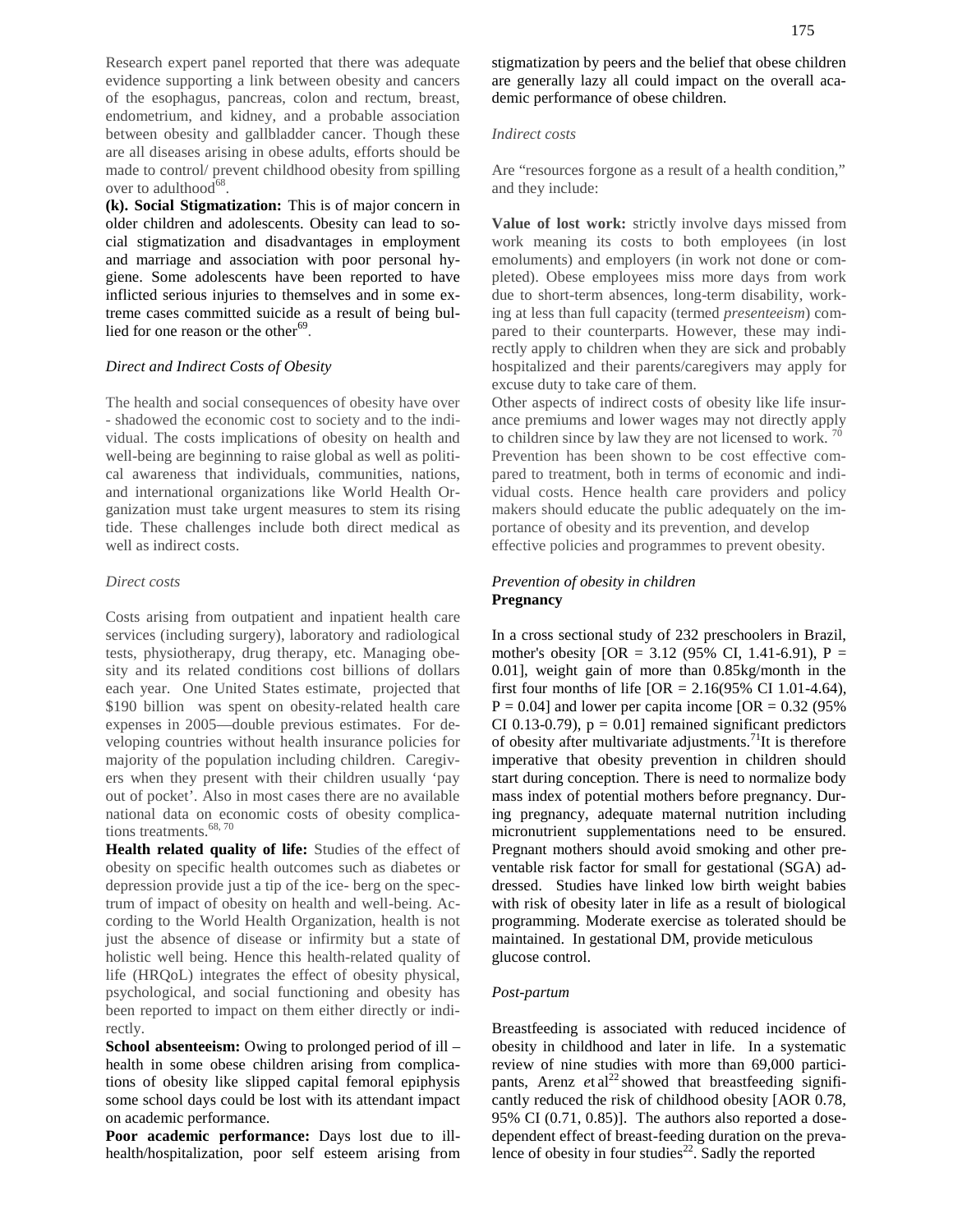Research expert panel reported that there was adequate evidence supporting a link between obesity and cancers of the esophagus, pancreas, colon and rectum, breast, endometrium, and kidney, and a probable association between obesity and gallbladder cancer. Though these are all diseases arising in obese adults, efforts should be made to control/ prevent childhood obesity from spilling over to adulthood[68].

**(k). Social Stigmatization:** This is of major concern in older children and adolescents. Obesity can lead to social stigmatization and disadvantages in employment and marriage and association with poor personal hygiene. Some adolescents have been reported to have inflicted serious injuries to themselves and in some extreme cases committed suicide as a result of being bullied for one reason or the other[69].

*Direct and Indirect Costs of Obesity*

The health and social consequences of obesity have over - shadowed the economic cost to society and to the individual. The costs implications of obesity on health and well-being are beginning to raise global as well as political awareness that individuals, communities, nations, and international organizations like World Health Organization must take urgent measures to stem its rising tide. These challenges include both direct medical as well as indirect costs.

*Direct costs*

Costs arising from outpatient and inpatient health care services (including surgery), laboratory and radiological tests, physiotherapy, drug therapy, etc. Managing obesity and its related conditions cost billions of dollars each year. One United States estimate, projected that $190 billion was spent on obesity-related health care expenses in 2005—double previous estimates. For developing countries without health insurance policies for majority of the population including children. Caregivers when they present with their children usually 'pay out of pocket'. Also in most cases there are no available national data on economic costs of obesity complications treatments.[68, 70]

**Health related quality of life:** Studies of the effect of obesity on specific health outcomes such as diabetes or depression provide just a tip of the ice- berg on the spectrum of impact of obesity on health and well-being. According to the World Health Organization, health is not just the absence of disease or infirmity but a state of holistic well being. Hence this health-related quality of life (HRQoL) integrates the effect of obesity physical, psychological, and social functioning and obesity has been reported to impact on them either directly or indirectly.

**School absenteeism:** Owing to prolonged period of ill – health in some obese children arising from complications of obesity like slipped capital femoral epiphysis some school days could be lost with its attendant impact on academic performance.

**Poor academic performance:** Days lost due to ill-health/hospitalization, poor self esteem arising from stigmatization by peers and the belief that obese children are generally lazy all could impact on the overall academic performance of obese children.

*Indirect costs*

Are "resources forgone as a result of a health condition," and they include:

**Value of lost work:** strictly involve days missed from work meaning its costs to both employees (in lost emoluments) and employers (in work not done or completed). Obese employees miss more days from work due to short-term absences, long-term disability, working at less than full capacity (termed *presenteeism*) compared to their counterparts. However, these may indirectly apply to children when they are sick and probably hospitalized and their parents/caregivers may apply for excuse duty to take care of them.

Other aspects of indirect costs of obesity like life insurance premiums and lower wages may not directly apply to children since by law they are not licensed to work. [70]

Prevention has been shown to be cost effective compared to treatment, both in terms of economic and individual costs. Hence health care providers and policy makers should educate the public adequately on the importance of obesity and its prevention, and develop effective policies and programmes to prevent obesity.

*Prevention of obesity in children*

**Pregnancy**

In a cross sectional study of 232 preschoolers in Brazil, mother's obesity [OR = 3.12 (95% CI, 1.41-6.91), P = 0.01], weight gain of more than 0.85kg/month in the first four months of life [OR = 2.16(95% CI 1.01-4.64), P = 0.04] and lower per capita income [OR = 0.32 (95% CI 0.13-0.79), p = 0.01] remained significant predictors of obesity after multivariate adjustments.[71] It is therefore imperative that obesity prevention in children should start during conception. There is need to normalize body mass index of potential mothers before pregnancy. During pregnancy, adequate maternal nutrition including micronutrient supplementations need to be ensured. Pregnant mothers should avoid smoking and other preventable risk factor for small for gestational (SGA) addressed. Studies have linked low birth weight babies with risk of obesity later in life as a result of biological programming. Moderate exercise as tolerated should be maintained. In gestational DM, provide meticulous glucose control.

*Post-partum*

Breastfeeding is associated with reduced incidence of obesity in childhood and later in life. In a systematic review of nine studies with more than 69,000 participants, Arenz *et* al[22] showed that breastfeeding significantly reduced the risk of childhood obesity [AOR 0.78, 95% CI (0.71, 0.85)]. The authors also reported a dose-dependent effect of breast-feeding duration on the prevalence of obesity in four studies[22]. Sadly the reported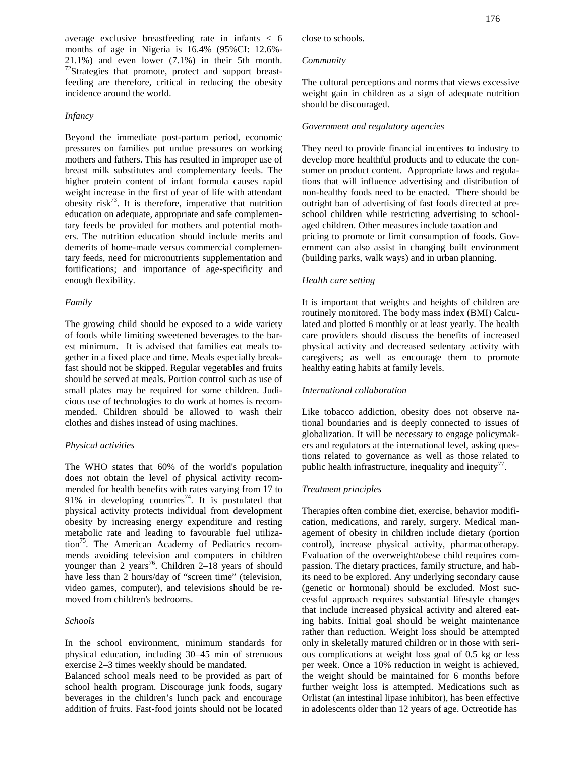average exclusive breastfeeding rate in infants < 6 months of age in Nigeria is 16.4% (95%CI: 12.6%-21.1%) and even lower (7.1%) in their 5th month. [72]Strategies that promote, protect and support breast-feeding are therefore, critical in reducing the obesity incidence around the world.

*Infancy*

Beyond the immediate post-partum period, economic pressures on families put undue pressures on working mothers and fathers. This has resulted in improper use of breast milk substitutes and complementary feeds. The higher protein content of infant formula causes rapid weight increase in the first of year of life with attendant obesity risk[73]. It is therefore, imperative that nutrition education on adequate, appropriate and safe complementary feeds be provided for mothers and potential mothers. The nutrition education should include merits and demerits of home-made versus commercial complementary feeds, need for micronutrients supplementation and fortifications; and importance of age-specificity and enough flexibility.

*Family*

The growing child should be exposed to a wide variety of foods while limiting sweetened beverages to the barest minimum. It is advised that families eat meals together in a fixed place and time. Meals especially breakfast should not be skipped. Regular vegetables and fruits should be served at meals. Portion control such as use of small plates may be required for some children. Judicious use of technologies to do work at homes is recommended. Children should be allowed to wash their clothes and dishes instead of using machines.

*Physical activities*

The WHO states that 60% of the world's population does not obtain the level of physical activity recommended for health benefits with rates varying from 17 to 91% in developing countries[74]. It is postulated that physical activity protects individual from development obesity by increasing energy expenditure and resting metabolic rate and leading to favourable fuel utilization[75]. The American Academy of Pediatrics recommends avoiding television and computers in children younger than 2 years[76]. Children 2–18 years of should have less than 2 hours/day of "screen time" (television, video games, computer), and televisions should be removed from children's bedrooms.

*Schools*

In the school environment, minimum standards for physical education, including 30–45 min of strenuous exercise 2–3 times weekly should be mandated.

Balanced school meals need to be provided as part of school health program. Discourage junk foods, sugary beverages in the children's lunch pack and encourage addition of fruits. Fast-food joints should not be located close to schools.

*Community*

The cultural perceptions and norms that views excessive weight gain in children as a sign of adequate nutrition should be discouraged.

*Government and regulatory agencies*

They need to provide financial incentives to industry to develop more healthful products and to educate the consumer on product content. Appropriate laws and regulations that will influence advertising and distribution of non-healthy foods need to be enacted. There should be outright ban of advertising of fast foods directed at preschool children while restricting advertising to school-aged children. Other measures include taxation and pricing to promote or limit consumption of foods. Government can also assist in changing built environment (building parks, walk ways) and in urban planning.

*Health care setting*

It is important that weights and heights of children are routinely monitored. The body mass index (BMI) Calculated and plotted 6 monthly or at least yearly. The health care providers should discuss the benefits of increased physical activity and decreased sedentary activity with caregivers; as well as encourage them to promote healthy eating habits at family levels.

*International collaboration*

Like tobacco addiction, obesity does not observe national boundaries and is deeply connected to issues of globalization. It will be necessary to engage policymakers and regulators at the international level, asking questions related to governance as well as those related to public health infrastructure, inequality and inequity[77].

*Treatment principles*

Therapies often combine diet, exercise, behavior modification, medications, and rarely, surgery. Medical management of obesity in children include dietary (portion control), increase physical activity, pharmacotherapy. Evaluation of the overweight/obese child requires compassion. The dietary practices, family structure, and habits need to be explored. Any underlying secondary cause (genetic or hormonal) should be excluded. Most successful approach requires substantial lifestyle changes that include increased physical activity and altered eating habits. Initial goal should be weight maintenance rather than reduction. Weight loss should be attempted only in skeletally matured children or in those with serious complications at weight loss goal of 0.5 kg or less per week. Once a 10% reduction in weight is achieved, the weight should be maintained for 6 months before further weight loss is attempted. Medications such as Orlistat (an intestinal lipase inhibitor), has been effective in adolescents older than 12 years of age. Octreotide has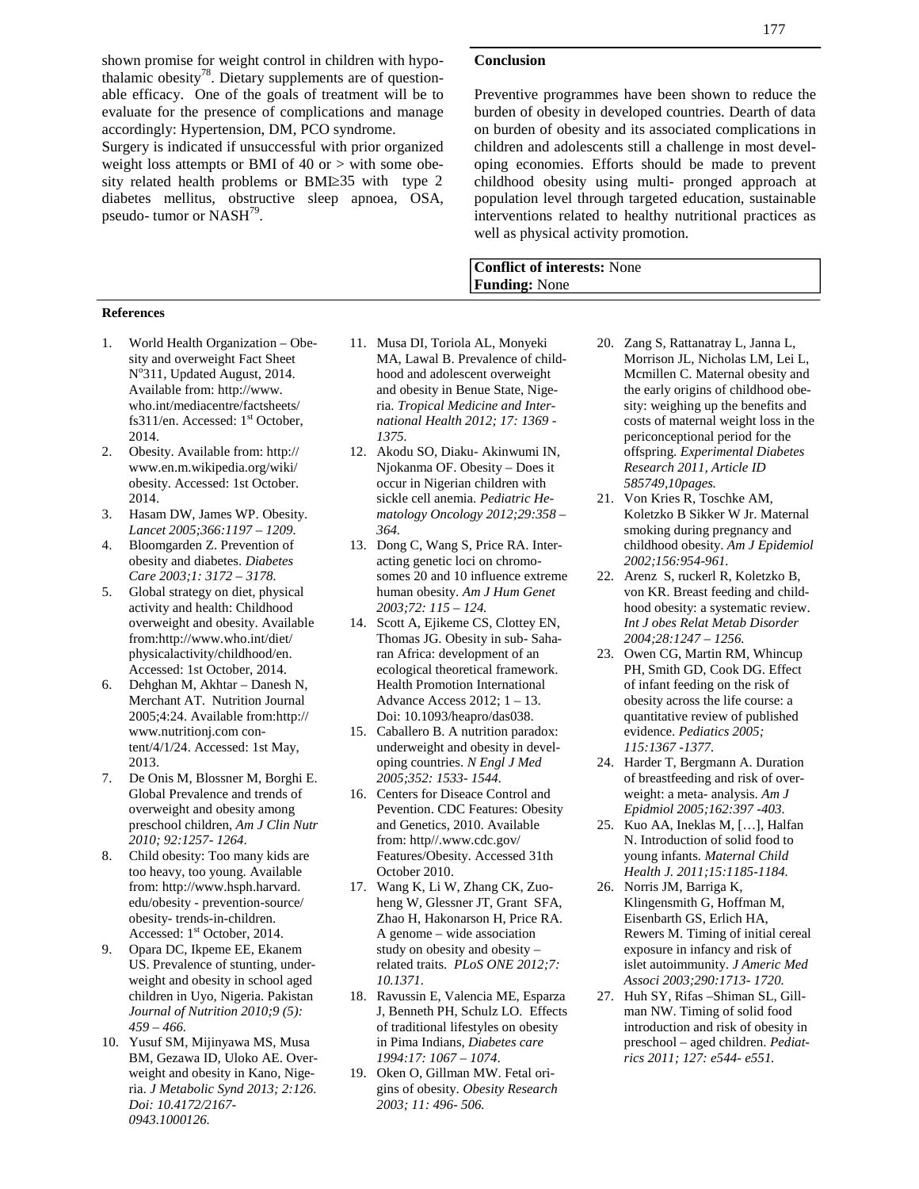shown promise for weight control in children with hypothalamic obesity[78]. Dietary supplements are of questionable efficacy. One of the goals of treatment will be to evaluate for the presence of complications and manage accordingly: Hypertension, DM, PCO syndrome.

Surgery is indicated if unsuccessful with prior organized weight loss attempts or BMI of 40 or > with some obesity related health problems or BMI≥35 with type 2 diabetes mellitus, obstructive sleep apnoea, OSA, pseudo- tumor or NASH[79].

**Conclusion**

Preventive programmes have been shown to reduce the burden of obesity in developed countries. Dearth of data on burden of obesity and its associated complications in children and adolescents still a challenge in most developing economies. Efforts should be made to prevent childhood obesity using multi- pronged approach at population level through targeted education, sustainable interventions related to healthy nutritional practices as well as physical activity promotion.

**Conflict of interests:** None
**Funding:** None

**References**

1. World Health Organization – Obesity and overweight Fact Sheet N°311, Updated August, 2014. Available from: http://www.who.int/mediacentre/factsheets/fs311/en. Accessed: 1st October, 2014.
2. Obesity. Available from: http://www.en.m.wikipedia.org/wiki/obesity. Accessed: 1st October. 2014.
3. Hasam DW, James WP. Obesity. *Lancet 2005;366:1197 – 1209.*
4. Bloomgarden Z. Prevention of obesity and diabetes. *Diabetes Care 2003;1: 3172 – 3178.*
5. Global strategy on diet, physical activity and health: Childhood overweight and obesity. Available from:http://www.who.int/diet/physicalactivity/childhood/en. Accessed: 1st October, 2014.
6. Dehghan M, Akhtar – Danesh N, Merchant AT. Nutrition Journal 2005;4:24. Available from:http://www.nutritionj.com content/4/1/24. Accessed: 1st May, 2013.
7. De Onis M, Blossner M, Borghi E. Global Prevalence and trends of overweight and obesity among preschool children, *Am J Clin Nutr 2010; 92:1257- 1264.*
8. Child obesity: Too many kids are too heavy, too young. Available from: http://www.hsph.harvard.edu/obesity - prevention-source/obesity- trends-in-children. Accessed: 1st October, 2014.
9. Opara DC, Ikpeme EE, Ekanem US. Prevalence of stunting, underweight and obesity in school aged children in Uyo, Nigeria. Pakistan *Journal of Nutrition 2010;9 (5): 459 – 466.*
10. Yusuf SM, Mijinyawa MS, Musa BM, Gezawa ID, Uloko AE. Overweight and obesity in Kano, Nigeria. *J Metabolic Synd 2013; 2:126. Doi: 10.4172/2167-0943.1000126.*
11. Musa DI, Toriola AL, Monyeki MA, Lawal B. Prevalence of childhood and adolescent overweight and obesity in Benue State, Nigeria. *Tropical Medicine and International Health 2012; 17: 1369 - 1375.*
12. Akodu SO, Diaku- Akinwumi IN, Njokanma OF. Obesity – Does it occur in Nigerian children with sickle cell anemia. *Pediatric Hematology Oncology 2012;29:358 – 364.*
13. Dong C, Wang S, Price RA. Interacting genetic loci on chromosomes 20 and 10 influence extreme human obesity. *Am J Hum Genet 2003;72: 115 – 124.*
14. Scott A, Ejikeme CS, Clottey EN, Thomas JG. Obesity in sub- Saharan Africa: development of an ecological theoretical framework. Health Promotion International Advance Access 2012; 1 – 13. Doi: 10.1093/heapro/das038.
15. Caballero B. A nutrition paradox: underweight and obesity in developing countries. *N Engl J Med 2005;352: 1533- 1544.*
16. Centers for Diseace Control and Pevention. CDC Features: Obesity and Genetics, 2010. Available from: http//.www.cdc.gov/Features/Obesity. Accessed 31th October 2010.
17. Wang K, Li W, Zhang CK, Zuoheng W, Glessner JT, Grant SFA, Zhao H, Hakonarson H, Price RA. A genome – wide association study on obesity and obesity – related traits. *PLoS ONE 2012;7: 10.1371.*
18. Ravussin E, Valencia ME, Esparza J, Benneth PH, Schulz LO. Effects of traditional lifestyles on obesity in Pima Indians, *Diabetes care 1994:17: 1067 – 1074.*
19. Oken O, Gillman MW. Fetal origins of obesity. *Obesity Research 2003; 11: 496- 506.*
20. Zang S, Rattanatray L, Janna L, Morrison JL, Nicholas LM, Lei L, Mcmillen C. Maternal obesity and the early origins of childhood obesity: weighing up the benefits and costs of maternal weight loss in the periconceptional period for the offspring. *Experimental Diabetes Research 2011, Article ID 585749,10pages.*
21. Von Kries R, Toschke AM, Koletzko B Sikker W Jr. Maternal smoking during pregnancy and childhood obesity. *Am J Epidemiol 2002;156:954-961.*
22. Arenz S, ruckerl R, Koletzko B, von KR. Breast feeding and childhood obesity: a systematic review. *Int J obes Relat Metab Disorder 2004;28:1247 – 1256.*
23. Owen CG, Martin RM, Whincup PH, Smith GD, Cook DG. Effect of infant feeding on the risk of obesity across the life course: a quantitative review of published evidence. *Pediatics 2005; 115:1367 -1377.*
24. Harder T, Bergmann A. Duration of breastfeeding and risk of overweight: a meta- analysis. *Am J Epidmiol 2005;162:397 -403.*
25. Kuo AA, Ineklas M, […], Halfan N. Introduction of solid food to young infants. *Maternal Child Health J. 2011;15:1185-1184.*
26. Norris JM, Barriga K, Klingensmith G, Hoffman M, Eisenbarth GS, Erlich HA, Rewers M. Timing of initial cereal exposure in infancy and risk of islet autoimmunity. *J Americ Med Associ 2003;290:1713- 1720.*
27. Huh SY, Rifas –Shiman SL, Gillman NW. Timing of solid food introduction and risk of obesity in preschool – aged children. *Pediatrics 2011; 127: e544- e551.*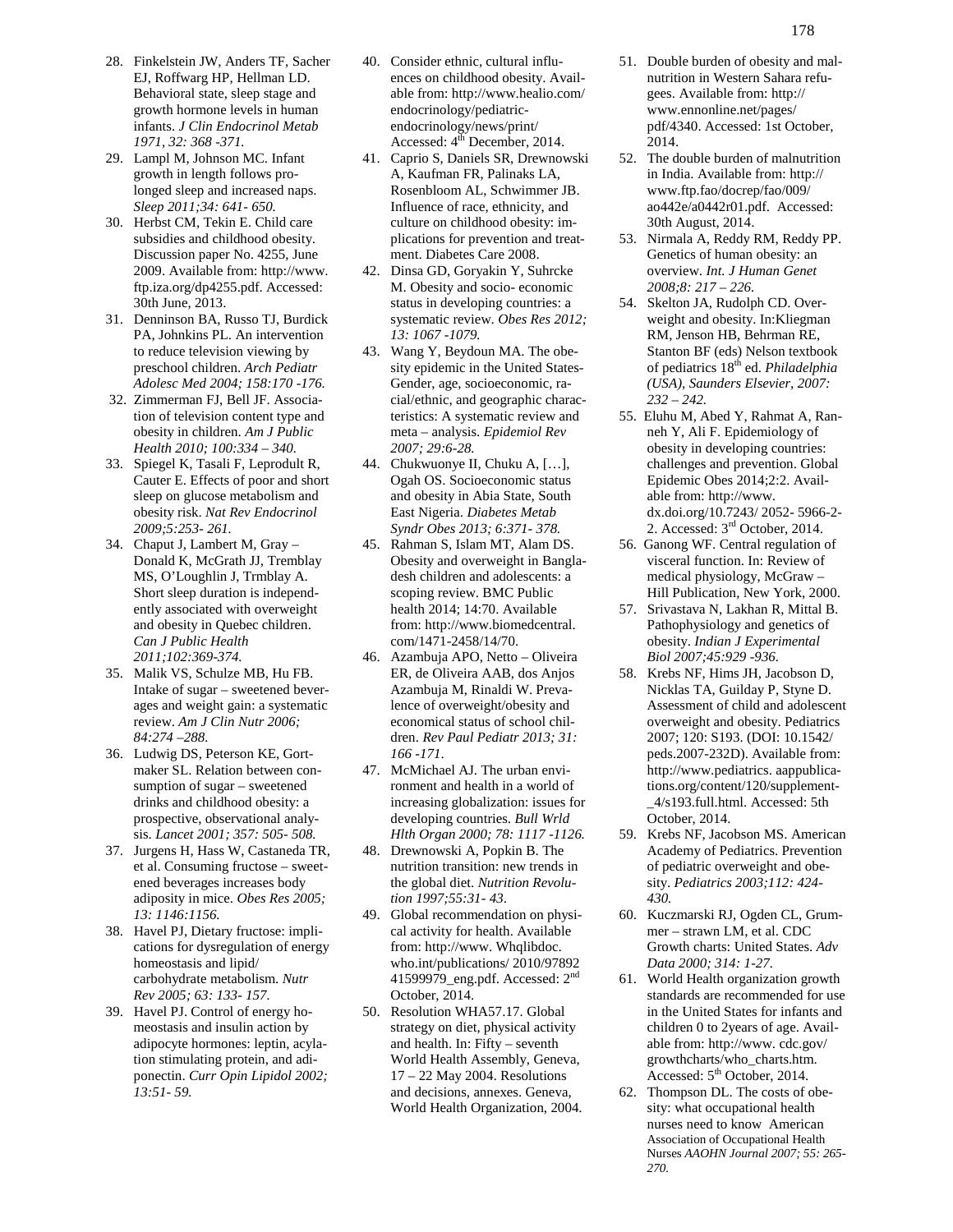28. Finkelstein JW, Anders TF, Sacher EJ, Roffwarg HP, Hellman LD. Behavioral state, sleep stage and growth hormone levels in human infants. *J Clin Endocrinol Metab 1971, 32: 368 -371.*
29. Lampl M, Johnson MC. Infant growth in length follows prolonged sleep and increased naps. *Sleep 2011;34: 641- 650.*
30. Herbst CM, Tekin E. Child care subsidies and childhood obesity. Discussion paper No. 4255, June 2009. Available from: http://www.ftp.iza.org/dp4255.pdf. Accessed: 30th June, 2013.
31. Denninson BA, Russo TJ, Burdick PA, Johnkins PL. An intervention to reduce television viewing by preschool children. *Arch Pediatr Adolesc Med 2004; 158:170 -176.*
32. Zimmerman FJ, Bell JF. Association of television content type and obesity in children. *Am J Public Health 2010; 100:334 – 340.*
33. Spiegel K, Tasali F, Leprodult R, Cauter E. Effects of poor and short sleep on glucose metabolism and obesity risk. *Nat Rev Endocrinol 2009;5:253- 261.*
34. Chaput J, Lambert M, Gray – Donald K, McGrath JJ, Tremblay MS, O'Loughlin J, Trmblay A. Short sleep duration is independently associated with overweight and obesity in Quebec children. *Can J Public Health 2011;102:369-374.*
35. Malik VS, Schulze MB, Hu FB. Intake of sugar – sweetened beverages and weight gain: a systematic review. *Am J Clin Nutr 2006; 84:274 –288.*
36. Ludwig DS, Peterson KE, Gortmaker SL. Relation between consumption of sugar – sweetened drinks and childhood obesity: a prospective, observational analysis. *Lancet 2001; 357: 505- 508.*
37. Jurgens H, Hass W, Castaneda TR, et al. Consuming fructose – sweetened beverages increases body adiposity in mice. *Obes Res 2005; 13: 1146:1156.*
38. Havel PJ, Dietary fructose: implications for dysregulation of energy homeostasis and lipid/ carbohydrate metabolism. *Nutr Rev 2005; 63: 133- 157.*
39. Havel PJ. Control of energy homeostasis and insulin action by adipocyte hormones: leptin, acylation stimulating protein, and adiponectin. *Curr Opin Lipidol 2002; 13:51- 59.*
40. Consider ethnic, cultural influences on childhood obesity. Available from: http://www.healio.com/endocrinology/pediatric-endocrinology/news/print/ Accessed: 4th December, 2014.
41. Caprio S, Daniels SR, Drewnowski A, Kaufman FR, Palinaks LA, Rosenbloom AL, Schwimmer JB. Influence of race, ethnicity, and culture on childhood obesity: implications for prevention and treatment. Diabetes Care 2008.
42. Dinsa GD, Goryakin Y, Suhrcke M. Obesity and socio- economic status in developing countries: a systematic review. *Obes Res 2012; 13: 1067 -1079.*
43. Wang Y, Beydoun MA. The obesity epidemic in the United States- Gender, age, socioeconomic, racial/ethnic, and geographic characteristics: A systematic review and meta – analysis. *Epidemiol Rev 2007; 29:6-28.*
44. Chukwuonye II, Chuku A, […], Ogah OS. Socioeconomic status and obesity in Abia State, South East Nigeria. *Diabetes Metab Syndr Obes 2013; 6:371- 378.*
45. Rahman S, Islam MT, Alam DS. Obesity and overweight in Bangladesh children and adolescents: a scoping review. BMC Public health 2014; 14:70. Available from: http://www.biomedcentral.com/1471-2458/14/70.
46. Azambuja APO, Netto – Oliveira ER, de Oliveira AAB, dos Anjos Azambuja M, Rinaldi W. Prevalence of overweight/obesity and economical status of school children. *Rev Paul Pediatr 2013; 31: 166 -171.*
47. McMichael AJ. The urban environment and health in a world of increasing globalization: issues for developing countries. *Bull Wrld Hlth Organ 2000; 78: 1117 -1126.*
48. Drewnowski A, Popkin B. The nutrition transition: new trends in the global diet. *Nutrition Revolution 1997;55:31- 43.*
49. Global recommendation on physical activity for health. Available from: http://www. Whqlibdoc. who.int/publications/ 2010/97892 41599979_eng.pdf. Accessed: 2nd October, 2014.
50. Resolution WHA57.17. Global strategy on diet, physical activity and health. In: Fifty – seventh World Health Assembly, Geneva, 17 – 22 May 2004. Resolutions and decisions, annexes. Geneva, World Health Organization, 2004.
51. Double burden of obesity and malnutrition in Western Sahara refugees. Available from: http://www.ennonline.net/pages/pdf/4340. Accessed: 1st October, 2014.
52. The double burden of malnutrition in India. Available from: http://www.ftp.fao/docrep/fao/009/ao442e/a0442r01.pdf. Accessed: 30th August, 2014.
53. Nirmala A, Reddy RM, Reddy PP. Genetics of human obesity: an overview. *Int. J Human Genet 2008;8: 217 – 226.*
54. Skelton JA, Rudolph CD. Overweight and obesity. In:Kliegman RM, Jenson HB, Behrman RE, Stanton BF (eds) Nelson textbook of pediatrics 18th ed. *Philadelphia (USA), Saunders Elsevier, 2007: 232 – 242.*
55. Eluhu M, Abed Y, Rahmat A, Ranneh Y, Ali F. Epidemiology of obesity in developing countries: challenges and prevention. Global Epidemic Obes 2014;2:2. Available from: http://www.dx.doi.org/10.7243/ 2052- 5966-2-2. Accessed: 3rd October, 2014.
56. Ganong WF. Central regulation of visceral function. In: Review of medical physiology, McGraw – Hill Publication, New York, 2000.
57. Srivastava N, Lakhan R, Mittal B. Pathophysiology and genetics of obesity. *Indian J Experimental Biol 2007;45:929 -936.*
58. Krebs NF, Hims JH, Jacobson D, Nicklas TA, Guilday P, Styne D. Assessment of child and adolescent overweight and obesity. Pediatrics 2007; 120: S193. (DOI: 10.1542/peds.2007-232D). Available from: http://www.pediatrics. aappublications.org/content/120/supplement-_4/s193.full.html. Accessed: 5th October, 2014.
59. Krebs NF, Jacobson MS. American Academy of Pediatrics. Prevention of pediatric overweight and obesity. *Pediatrics 2003;112: 424- 430.*
60. Kuczmarski RJ, Ogden CL, Grummer – strawn LM, et al. CDC Growth charts: United States. *Adv Data 2000; 314: 1-27.*
61. World Health organization growth standards are recommended for use in the United States for infants and children 0 to 2years of age. Available from: http://www. cdc.gov/growthcharts/who_charts.htm. Accessed: 5th October, 2014.
62. Thompson DL. The costs of obesity: what occupational health nurses need to know American Association of Occupational Health Nurses *AAOHN Journal 2007; 55: 265- 270.*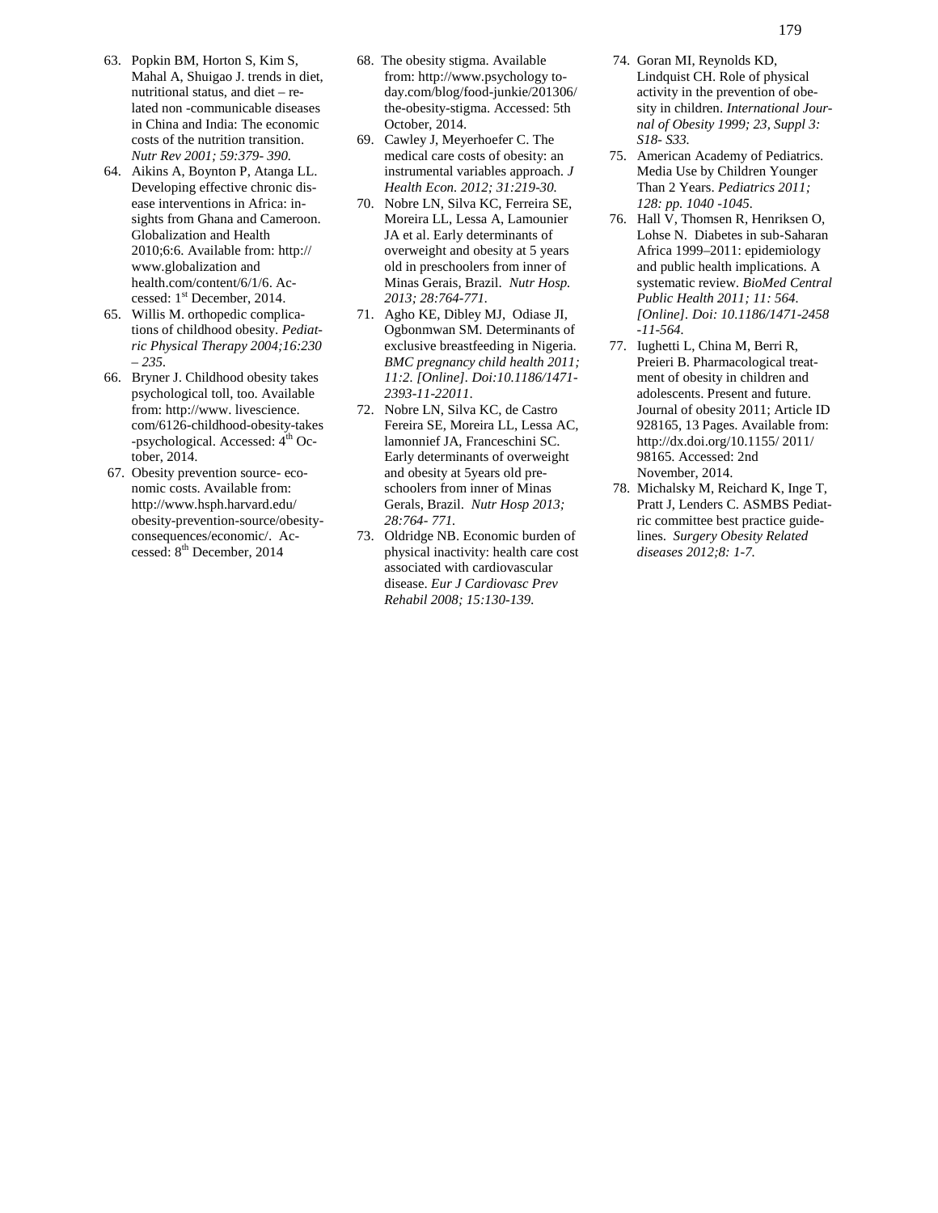63. Popkin BM, Horton S, Kim S, Mahal A, Shuigao J. trends in diet, nutritional status, and diet – related non -communicable diseases in China and India: The economic costs of the nutrition transition. *Nutr Rev 2001; 59:379- 390.*
64. Aikins A, Boynton P, Atanga LL. Developing effective chronic disease interventions in Africa: insights from Ghana and Cameroon. Globalization and Health 2010;6:6. Available from: http://www.globalization and health.com/content/6/1/6. Accessed: 1st December, 2014.
65. Willis M. orthopedic complications of childhood obesity. *Pediatric Physical Therapy 2004;16:230 – 235*.
66. Bryner J. Childhood obesity takes psychological toll, too. Available from: http://www. livescience. com/6126-childhood-obesity-takes -psychological. Accessed: 4th October, 2014.
67. Obesity prevention source- economic costs. Available from: http://www.hsph.harvard.edu/ obesity-prevention-source/obesity-consequences/economic/. Accessed: 8th December, 2014
68. The obesity stigma. Available from: http://www.psychology today.com/blog/food-junkie/201306/ the-obesity-stigma. Accessed: 5th October, 2014.
69. Cawley J, Meyerhoefer C. The medical care costs of obesity: an instrumental variables approach. *J Health Econ. 2012; 31:219-30.*
70. Nobre LN, Silva KC, Ferreira SE, Moreira LL, Lessa A, Lamounier JA et al. Early determinants of overweight and obesity at 5 years old in preschoolers from inner of Minas Gerais, Brazil. *Nutr Hosp. 2013; 28:764-771.*
71. Agho KE, Dibley MJ, Odiase JI, Ogbonmwan SM. Determinants of exclusive breastfeeding in Nigeria. *BMC pregnancy child health 2011; 11:2. [Online]. Doi:10.1186/1471-2393-11-22011*.
72. Nobre LN, Silva KC, de Castro Fereira SE, Moreira LL, Lessa AC, lamonnief JA, Franceschini SC. Early determinants of overweight and obesity at 5years old preschoolers from inner of Minas Gerals, Brazil. *Nutr Hosp 2013; 28:764- 771.*
73. Oldridge NB. Economic burden of physical inactivity: health care cost associated with cardiovascular disease. *Eur J Cardiovasc Prev Rehabil 2008; 15:130-139*.
74. Goran MI, Reynolds KD, Lindquist CH. Role of physical activity in the prevention of obesity in children. *International Journal of Obesity 1999; 23, Suppl 3: S18- S33*.
75. American Academy of Pediatrics. Media Use by Children Younger Than 2 Years. *Pediatrics 2011; 128: pp. 1040 -1045*.
76. Hall V, Thomsen R, Henriksen O, Lohse N. Diabetes in sub-Saharan Africa 1999–2011: epidemiology and public health implications. A systematic review. *BioMed Central Public Health 2011; 11: 564. [Online]. Doi: 10.1186/1471-2458 -11-564*.
77. Iughetti L, China M, Berri R, Preieri B. Pharmacological treatment of obesity in children and adolescents. Present and future. Journal of obesity 2011; Article ID 928165, 13 Pages. Available from: http://dx.doi.org/10.1155/ 2011/ 98165. Accessed: 2nd November, 2014.
78. Michalsky M, Reichard K, Inge T, Pratt J, Lenders C. ASMBS Pediatric committee best practice guidelines. *Surgery Obesity Related diseases 2012;8: 1-7*.